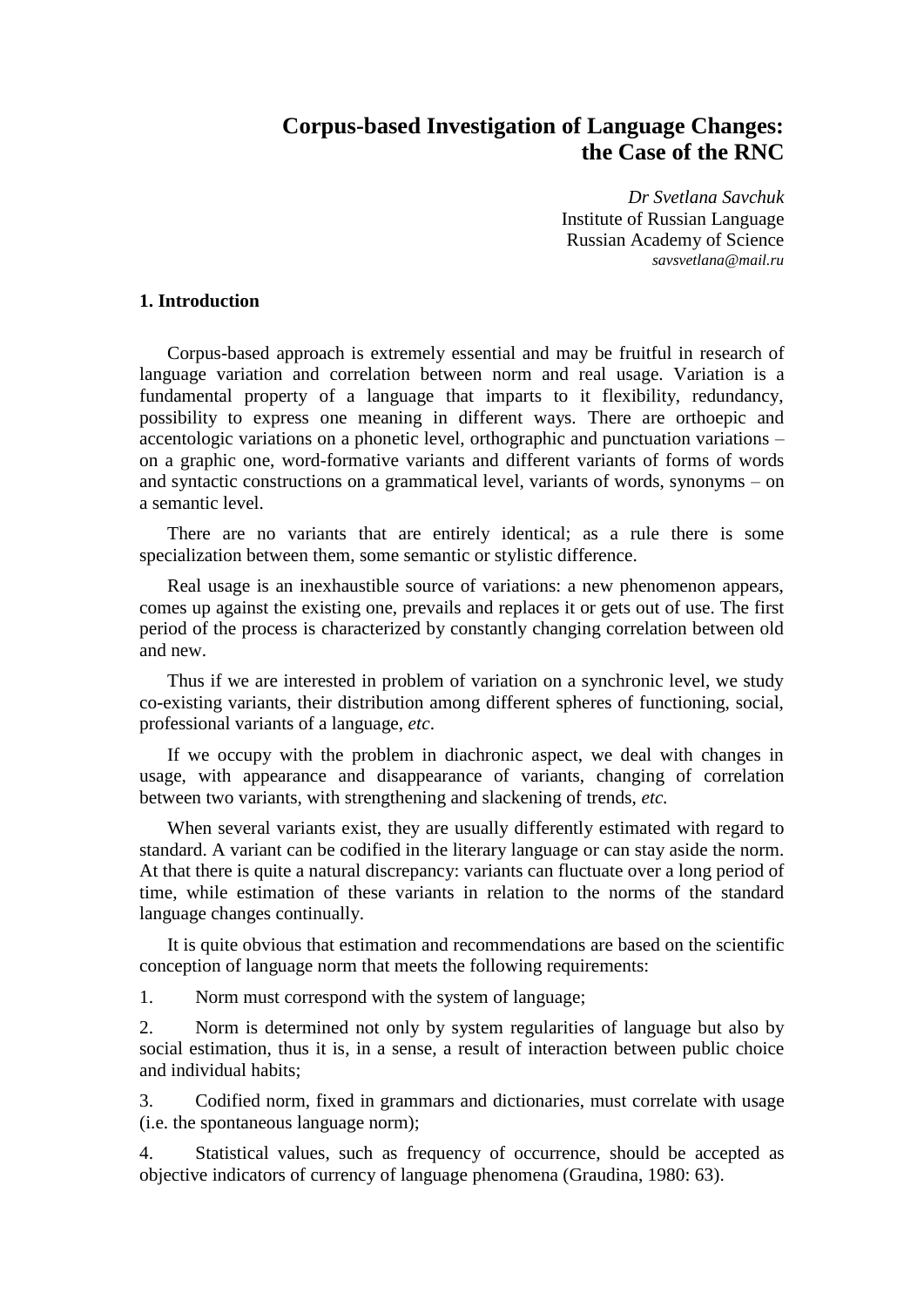# Corpus-based Investigation of Language Changes: the Case of the RNC

*Dr Svetlana Savchuk*
Institute of Russian Language
Russian Academy of Science
*savsvetlana@mail.ru*

## 1. Introduction

Corpus-based approach is extremely essential and may be fruitful in research of language variation and correlation between norm and real usage. Variation is a fundamental property of a language that imparts to it flexibility, redundancy, possibility to express one meaning in different ways. There are orthoepic and accentologic variations on a phonetic level, orthographic and punctuation variations – on a graphic one, word-formative variants and different variants of forms of words and syntactic constructions on a grammatical level, variants of words, synonyms – on a semantic level.

There are no variants that are entirely identical; as a rule there is some specialization between them, some semantic or stylistic difference.

Real usage is an inexhaustible source of variations: a new phenomenon appears, comes up against the existing one, prevails and replaces it or gets out of use. The first period of the process is characterized by constantly changing correlation between old and new.

Thus if we are interested in problem of variation on a synchronic level, we study co-existing variants, their distribution among different spheres of functioning, social, professional variants of a language, *etc*.

If we occupy with the problem in diachronic aspect, we deal with changes in usage, with appearance and disappearance of variants, changing of correlation between two variants, with strengthening and slackening of trends, *etc.*

When several variants exist, they are usually differently estimated with regard to standard. A variant can be codified in the literary language or can stay aside the norm. At that there is quite a natural discrepancy: variants can fluctuate over a long period of time, while estimation of these variants in relation to the norms of the standard language changes continually.

It is quite obvious that estimation and recommendations are based on the scientific conception of language norm that meets the following requirements:

1. Norm must correspond with the system of language;

2. Norm is determined not only by system regularities of language but also by social estimation, thus it is, in a sense, a result of interaction between public choice and individual habits;

3. Codified norm, fixed in grammars and dictionaries, must correlate with usage (i.e. the spontaneous language norm);

4. Statistical values, such as frequency of occurrence, should be accepted as objective indicators of currency of language phenomena (Graudina, 1980: 63).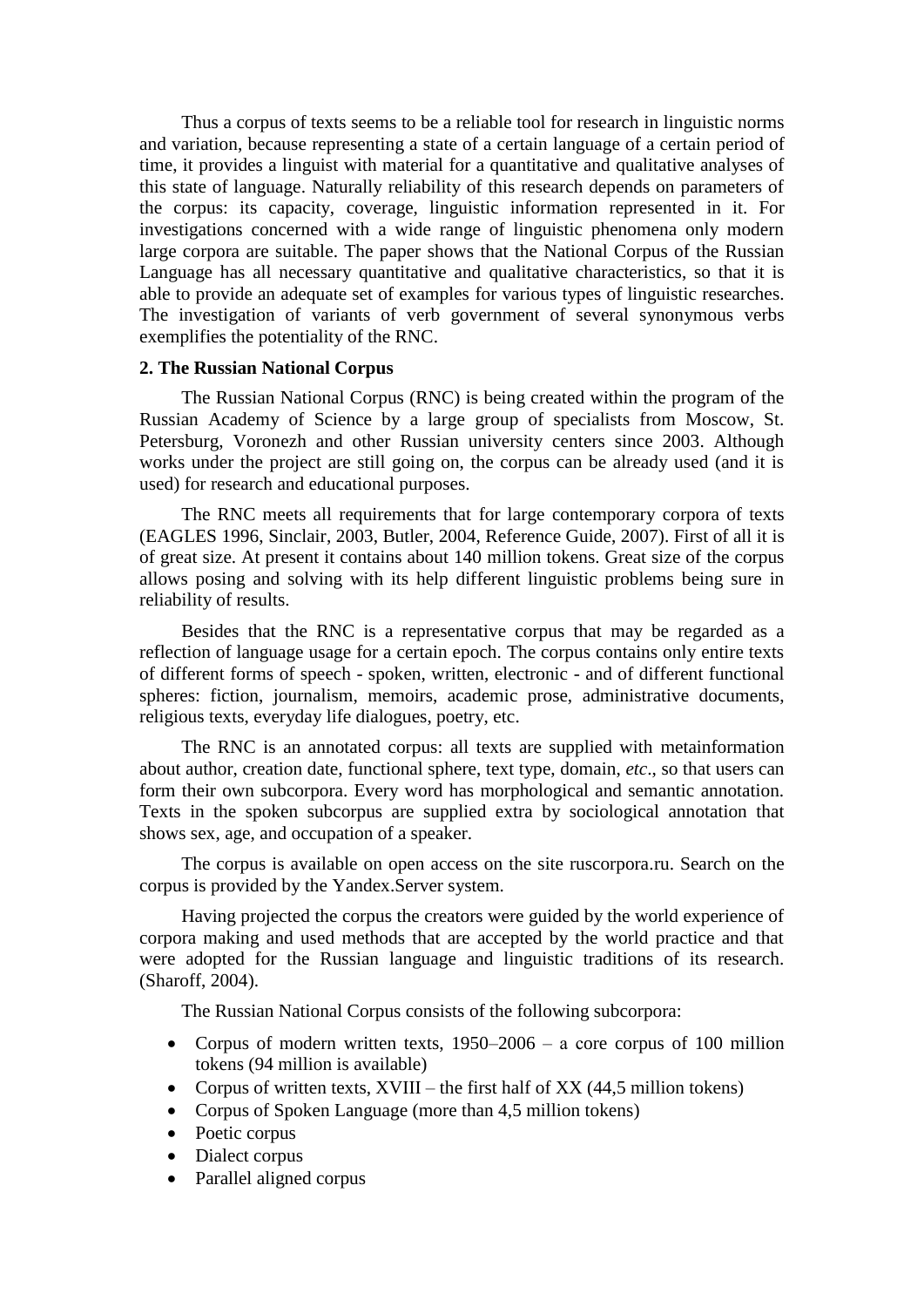Thus a corpus of texts seems to be a reliable tool for research in linguistic norms and variation, because representing a state of a certain language of a certain period of time, it provides a linguist with material for a quantitative and qualitative analyses of this state of language. Naturally reliability of this research depends on parameters of the corpus: its capacity, coverage, linguistic information represented in it. For investigations concerned with a wide range of linguistic phenomena only modern large corpora are suitable. The paper shows that the National Corpus of the Russian Language has all necessary quantitative and qualitative characteristics, so that it is able to provide an adequate set of examples for various types of linguistic researches. The investigation of variants of verb government of several synonymous verbs exemplifies the potentiality of the RNC.

**2. The Russian National Corpus**

The Russian National Corpus (RNC) is being created within the program of the Russian Academy of Science by a large group of specialists from Moscow, St. Petersburg, Voronezh and other Russian university centers since 2003. Although works under the project are still going on, the corpus can be already used (and it is used) for research and educational purposes.

The RNC meets all requirements that for large contemporary corpora of texts (EAGLES 1996, Sinclair, 2003, Butler, 2004, Reference Guide, 2007). First of all it is of great size. At present it contains about 140 million tokens. Great size of the corpus allows posing and solving with its help different linguistic problems being sure in reliability of results.

Besides that the RNC is a representative corpus that may be regarded as a reflection of language usage for a certain epoch. The corpus contains only entire texts of different forms of speech - spoken, written, electronic - and of different functional spheres: fiction, journalism, memoirs, academic prose, administrative documents, religious texts, everyday life dialogues, poetry, etc.

The RNC is an annotated corpus: all texts are supplied with metainformation about author, creation date, functional sphere, text type, domain, *etc*., so that users can form their own subcorpora. Every word has morphological and semantic annotation. Texts in the spoken subcorpus are supplied extra by sociological annotation that shows sex, age, and occupation of a speaker.

The corpus is available on open access on the site ruscorpora.ru. Search on the corpus is provided by the Yandex.Server system.

Having projected the corpus the creators were guided by the world experience of corpora making and used methods that are accepted by the world practice and that were adopted for the Russian language and linguistic traditions of its research. (Sharoff, 2004).

The Russian National Corpus consists of the following subcorpora:

- Corpus of modern written texts, 1950–2006 – a core corpus of 100 million tokens (94 million is available)
- Corpus of written texts, XVIII – the first half of XX (44,5 million tokens)
- Corpus of Spoken Language (more than 4,5 million tokens)
- Poetic corpus
- Dialect corpus
- Parallel aligned corpus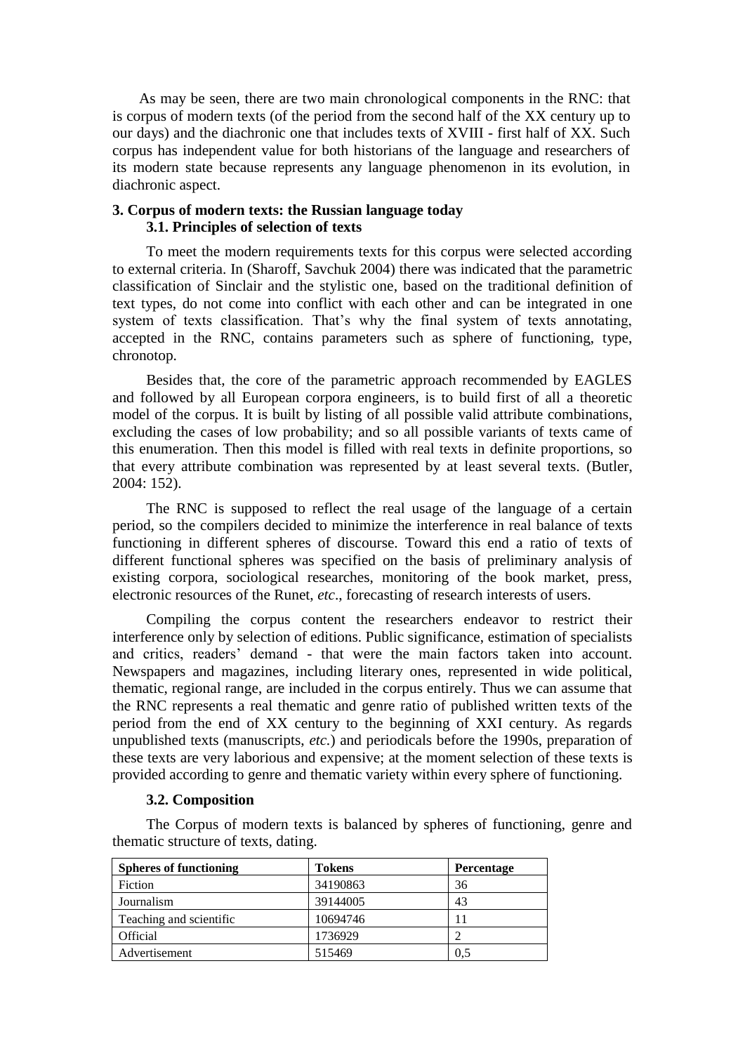As may be seen, there are two main chronological components in the RNC: that is corpus of modern texts (of the period from the second half of the XX century up to our days) and the diachronic one that includes texts of XVIII - first half of XX. Such corpus has independent value for both historians of the language and researchers of its modern state because represents any language phenomenon in its evolution, in diachronic aspect.

## 3. Corpus of modern texts: the Russian language today

### 3.1. Principles of selection of texts

To meet the modern requirements texts for this corpus were selected according to external criteria. In (Sharoff, Savchuk 2004) there was indicated that the parametric classification of Sinclair and the stylistic one, based on the traditional definition of text types, do not come into conflict with each other and can be integrated in one system of texts classification. That's why the final system of texts annotating, accepted in the RNC, contains parameters such as sphere of functioning, type, chronotop.

Besides that, the core of the parametric approach recommended by EAGLES and followed by all European corpora engineers, is to build first of all a theoretic model of the corpus. It is built by listing of all possible valid attribute combinations, excluding the cases of low probability; and so all possible variants of texts came of this enumeration. Then this model is filled with real texts in definite proportions, so that every attribute combination was represented by at least several texts. (Butler, 2004: 152).

The RNC is supposed to reflect the real usage of the language of a certain period, so the compilers decided to minimize the interference in real balance of texts functioning in different spheres of discourse. Toward this end a ratio of texts of different functional spheres was specified on the basis of preliminary analysis of existing corpora, sociological researches, monitoring of the book market, press, electronic resources of the Runet, *etc*., forecasting of research interests of users.

Compiling the corpus content the researchers endeavor to restrict their interference only by selection of editions. Public significance, estimation of specialists and critics, readers' demand - that were the main factors taken into account. Newspapers and magazines, including literary ones, represented in wide political, thematic, regional range, are included in the corpus entirely. Thus we can assume that the RNC represents a real thematic and genre ratio of published written texts of the period from the end of XX century to the beginning of XXI century. As regards unpublished texts (manuscripts, *etc.*) and periodicals before the 1990s, preparation of these texts are very laborious and expensive; at the moment selection of these texts is provided according to genre and thematic variety within every sphere of functioning.

### 3.2. Composition

The Corpus of modern texts is balanced by spheres of functioning, genre and thematic structure of texts, dating.

| **Spheres of functioning** | **Tokens** | **Percentage** |
|---|---|---|
| Fiction | 34190863 | 36 |
| Journalism | 39144005 | 43 |
| Teaching and scientific | 10694746 | 11 |
| Official | 1736929 | 2 |
| Advertisement | 515469 | 0,5 |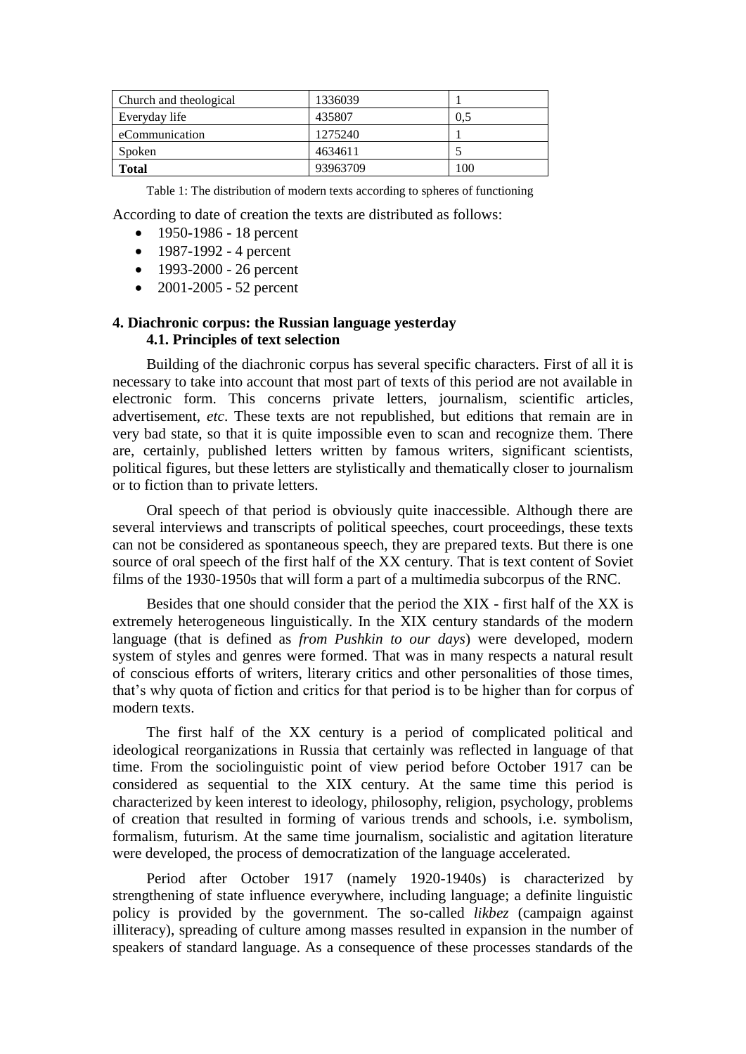| | | |
|---|---|---|
| Church and theological | 1336039 | 1 |
| Everyday life | 435807 | 0,5 |
| eCommunication | 1275240 | 1 |
| Spoken | 4634611 | 5 |
| **Total** | 93963709 | 100 |

Table 1: The distribution of modern texts according to spheres of functioning

According to date of creation the texts are distributed as follows:

- 1950-1986 - 18 percent
- 1987-1992 - 4 percent
- 1993-2000 - 26 percent
- 2001-2005 - 52 percent

## 4. Diachronic corpus: the Russian language yesterday

### 4.1. Principles of text selection

Building of the diachronic corpus has several specific characters. First of all it is necessary to take into account that most part of texts of this period are not available in electronic form. This concerns private letters, journalism, scientific articles, advertisement, *etc*. These texts are not republished, but editions that remain are in very bad state, so that it is quite impossible even to scan and recognize them. There are, certainly, published letters written by famous writers, significant scientists, political figures, but these letters are stylistically and thematically closer to journalism or to fiction than to private letters.

Oral speech of that period is obviously quite inaccessible. Although there are several interviews and transcripts of political speeches, court proceedings, these texts can not be considered as spontaneous speech, they are prepared texts. But there is one source of oral speech of the first half of the XX century. That is text content of Soviet films of the 1930-1950s that will form a part of a multimedia subcorpus of the RNC.

Besides that one should consider that the period the XIX - first half of the XX is extremely heterogeneous linguistically. In the XIX century standards of the modern language (that is defined as *from Pushkin to our days*) were developed, modern system of styles and genres were formed. That was in many respects a natural result of conscious efforts of writers, literary critics and other personalities of those times, that's why quota of fiction and critics for that period is to be higher than for corpus of modern texts.

The first half of the XX century is a period of complicated political and ideological reorganizations in Russia that certainly was reflected in language of that time. From the sociolinguistic point of view period before October 1917 can be considered as sequential to the XIX century. At the same time this period is characterized by keen interest to ideology, philosophy, religion, psychology, problems of creation that resulted in forming of various trends and schools, i.e. symbolism, formalism, futurism. At the same time journalism, socialistic and agitation literature were developed, the process of democratization of the language accelerated.

Period after October 1917 (namely 1920-1940s) is characterized by strengthening of state influence everywhere, including language; a definite linguistic policy is provided by the government. The so-called *likbez* (campaign against illiteracy), spreading of culture among masses resulted in expansion in the number of speakers of standard language. As a consequence of these processes standards of the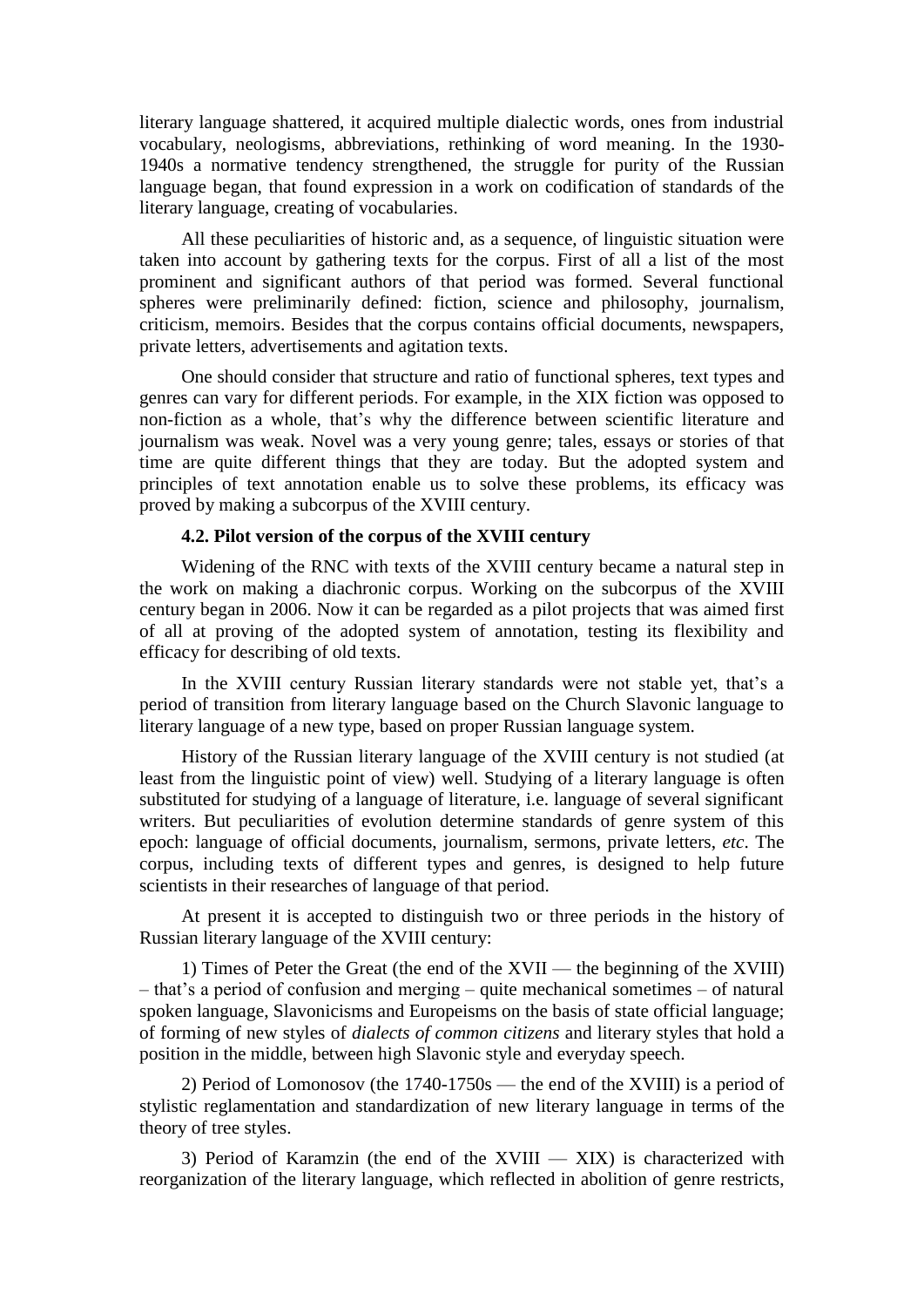literary language shattered, it acquired multiple dialectic words, ones from industrial vocabulary, neologisms, abbreviations, rethinking of word meaning. In the 1930-1940s a normative tendency strengthened, the struggle for purity of the Russian language began, that found expression in a work on codification of standards of the literary language, creating of vocabularies.

All these peculiarities of historic and, as a sequence, of linguistic situation were taken into account by gathering texts for the corpus. First of all a list of the most prominent and significant authors of that period was formed. Several functional spheres were preliminarily defined: fiction, science and philosophy, journalism, criticism, memoirs. Besides that the corpus contains official documents, newspapers, private letters, advertisements and agitation texts.

One should consider that structure and ratio of functional spheres, text types and genres can vary for different periods. For example, in the XIX fiction was opposed to non-fiction as a whole, that's why the difference between scientific literature and journalism was weak. Novel was a very young genre; tales, essays or stories of that time are quite different things that they are today. But the adopted system and principles of text annotation enable us to solve these problems, its efficacy was proved by making a subcorpus of the XVIII century.

### 4.2. Pilot version of the corpus of the XVIII century

Widening of the RNC with texts of the XVIII century became a natural step in the work on making a diachronic corpus. Working on the subcorpus of the XVIII century began in 2006. Now it can be regarded as a pilot projects that was aimed first of all at proving of the adopted system of annotation, testing its flexibility and efficacy for describing of old texts.

In the XVIII century Russian literary standards were not stable yet, that's a period of transition from literary language based on the Church Slavonic language to literary language of a new type, based on proper Russian language system.

History of the Russian literary language of the XVIII century is not studied (at least from the linguistic point of view) well. Studying of a literary language is often substituted for studying of a language of literature, i.e. language of several significant writers. But peculiarities of evolution determine standards of genre system of this epoch: language of official documents, journalism, sermons, private letters, *etc*. The corpus, including texts of different types and genres, is designed to help future scientists in their researches of language of that period.

At present it is accepted to distinguish two or three periods in the history of Russian literary language of the XVIII century:

1) Times of Peter the Great (the end of the XVII — the beginning of the XVIII) – that's a period of confusion and merging – quite mechanical sometimes – of natural spoken language, Slavonicisms and Europeisms on the basis of state official language; of forming of new styles of *dialects of common citizens* and literary styles that hold a position in the middle, between high Slavonic style and everyday speech.

2) Period of Lomonosov (the 1740-1750s — the end of the XVIII) is a period of stylistic reglamentation and standardization of new literary language in terms of the theory of tree styles.

3) Period of Karamzin (the end of the XVIII — XIX) is characterized with reorganization of the literary language, which reflected in abolition of genre restricts,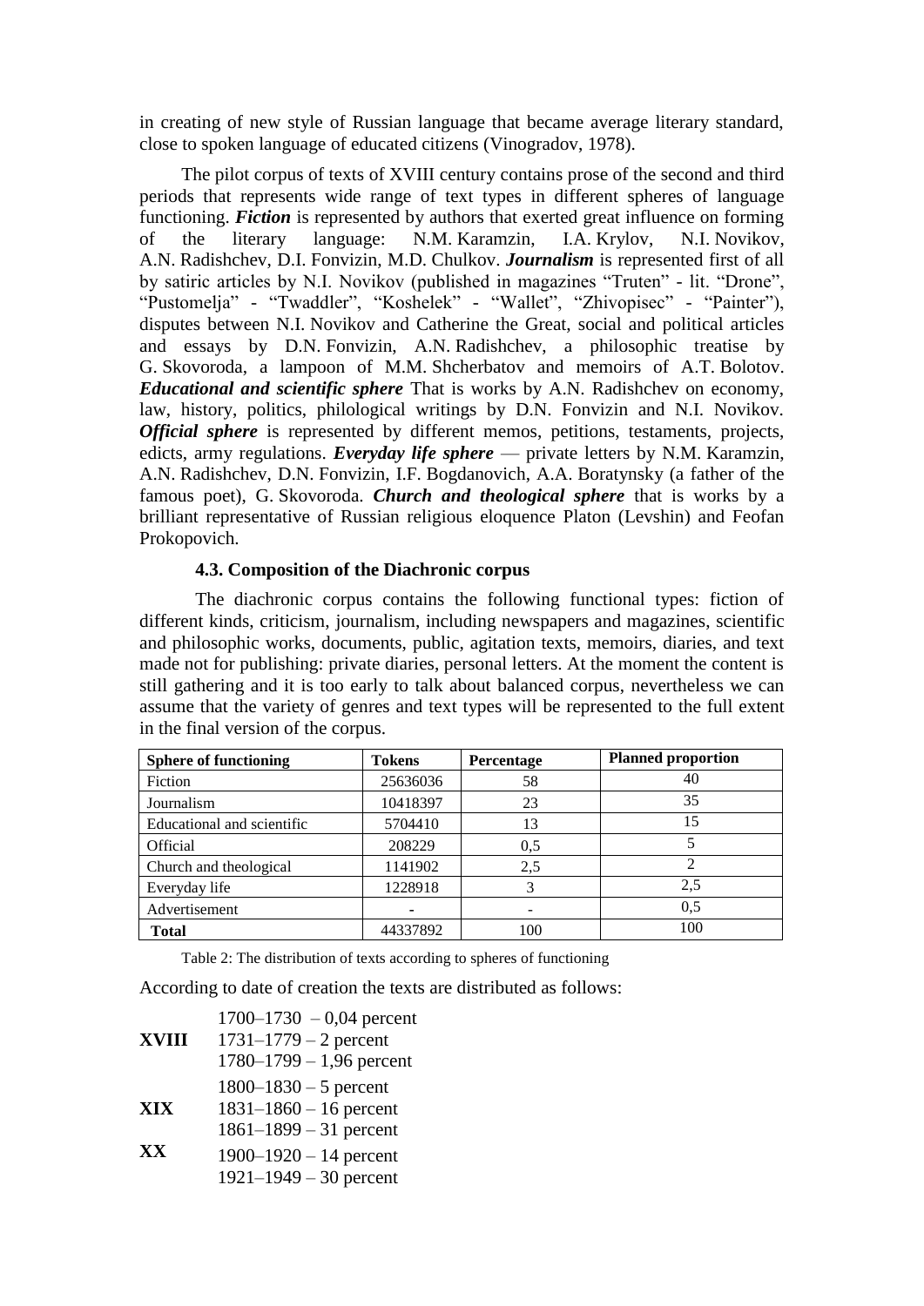in creating of new style of Russian language that became average literary standard, close to spoken language of educated citizens (Vinogradov, 1978).

The pilot corpus of texts of XVIII century contains prose of the second and third periods that represents wide range of text types in different spheres of language functioning. ***Fiction*** is represented by authors that exerted great influence on forming of the literary language: N.M. Karamzin, I.A. Krylov, N.I. Novikov, A.N. Radishchev, D.I. Fonvizin, M.D. Chulkov. ***Journalism*** is represented first of all by satiric articles by N.I. Novikov (published in magazines "Truten" - lit. "Drone", "Pustomelja" - "Twaddler", "Koshelek" - "Wallet", "Zhivopisec" - "Painter"), disputes between N.I. Novikov and Catherine the Great, social and political articles and essays by D.N. Fonvizin, A.N. Radishchev, a philosophic treatise by G. Skovoroda, a lampoon of M.M. Shcherbatov and memoirs of A.T. Bolotov. ***Educational and scientific sphere*** That is works by A.N. Radishchev on economy, law, history, politics, philological writings by D.N. Fonvizin and N.I. Novikov. ***Official sphere*** is represented by different memos, petitions, testaments, projects, edicts, army regulations. ***Everyday life sphere*** — private letters by N.M. Karamzin, A.N. Radishchev, D.N. Fonvizin, I.F. Bogdanovich, A.A. Boratynsky (a father of the famous poet), G. Skovoroda. ***Church and theological sphere*** that is works by a brilliant representative of Russian religious eloquence Platon (Levshin) and Feofan Prokopovich.

### 4.3. Composition of the Diachronic corpus

The diachronic corpus contains the following functional types: fiction of different kinds, criticism, journalism, including newspapers and magazines, scientific and philosophic works, documents, public, agitation texts, memoirs, diaries, and text made not for publishing: private diaries, personal letters. At the moment the content is still gathering and it is too early to talk about balanced corpus, nevertheless we can assume that the variety of genres and text types will be represented to the full extent in the final version of the corpus.

| Sphere of functioning | Tokens | Percentage | Planned proportion |
|---|---|---|---|
| Fiction | 25636036 | 58 | 40 |
| Journalism | 10418397 | 23 | 35 |
| Educational and scientific | 5704410 | 13 | 15 |
| Official | 208229 | 0,5 | 5 |
| Church and theological | 1141902 | 2,5 | 2 |
| Everyday life | 1228918 | 3 | 2,5 |
| Advertisement | - | - | 0,5 |
| **Total** | 44337892 | 100 | 100 |

Table 2: The distribution of texts according to spheres of functioning

According to date of creation the texts are distributed as follows:

**XVIII**
- 1700–1730 – 0,04 percent
- 1731–1779 – 2 percent
- 1780–1799 – 1,96 percent

**XIX**
- 1800–1830 – 5 percent
- 1831–1860 – 16 percent
- 1861–1899 – 31 percent

**XX**
- 1900–1920 – 14 percent
- 1921–1949 – 30 percent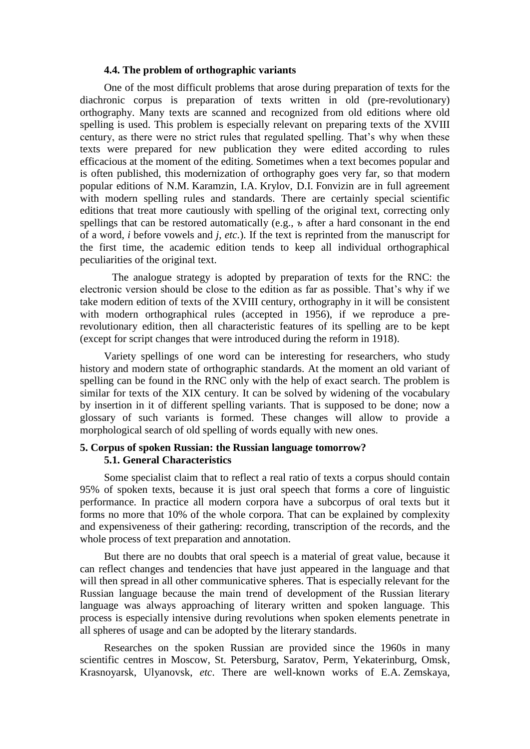### 4.4. The problem of orthographic variants

One of the most difficult problems that arose during preparation of texts for the diachronic corpus is preparation of texts written in old (pre-revolutionary) orthography. Many texts are scanned and recognized from old editions where old spelling is used. This problem is especially relevant on preparing texts of the XVIII century, as there were no strict rules that regulated spelling. That's why when these texts were prepared for new publication they were edited according to rules efficacious at the moment of the editing. Sometimes when a text becomes popular and is often published, this modernization of orthography goes very far, so that modern popular editions of N.M. Karamzin, I.A. Krylov, D.I. Fonvizin are in full agreement with modern spelling rules and standards. There are certainly special scientific editions that treat more cautiously with spelling of the original text, correcting only spellings that can be restored automatically (e.g., *ъ* after a hard consonant in the end of a word, *i* before vowels and *j*, *etc*.). If the text is reprinted from the manuscript for the first time, the academic edition tends to keep all individual orthographical peculiarities of the original text.

The analogue strategy is adopted by preparation of texts for the RNC: the electronic version should be close to the edition as far as possible. That's why if we take modern edition of texts of the XVIII century, orthography in it will be consistent with modern orthographical rules (accepted in 1956), if we reproduce a pre-revolutionary edition, then all characteristic features of its spelling are to be kept (except for script changes that were introduced during the reform in 1918).

Variety spellings of one word can be interesting for researchers, who study history and modern state of orthographic standards. At the moment an old variant of spelling can be found in the RNC only with the help of exact search. The problem is similar for texts of the XIX century. It can be solved by widening of the vocabulary by insertion in it of different spelling variants. That is supposed to be done; now a glossary of such variants is formed. These changes will allow to provide a morphological search of old spelling of words equally with new ones.

## 5. Corpus of spoken Russian: the Russian language tomorrow?

### 5.1. General Characteristics

Some specialist claim that to reflect a real ratio of texts a corpus should contain 95% of spoken texts, because it is just oral speech that forms a core of linguistic performance. In practice all modern corpora have a subcorpus of oral texts but it forms no more that 10% of the whole corpora. That can be explained by complexity and expensiveness of their gathering: recording, transcription of the records, and the whole process of text preparation and annotation.

But there are no doubts that oral speech is a material of great value, because it can reflect changes and tendencies that have just appeared in the language and that will then spread in all other communicative spheres. That is especially relevant for the Russian language because the main trend of development of the Russian literary language was always approaching of literary written and spoken language. This process is especially intensive during revolutions when spoken elements penetrate in all spheres of usage and can be adopted by the literary standards.

Researches on the spoken Russian are provided since the 1960s in many scientific centres in Moscow, St. Petersburg, Saratov, Perm, Yekaterinburg, Omsk, Krasnoyarsk, Ulyanovsk, *etc*. There are well-known works of E.A. Zemskaya,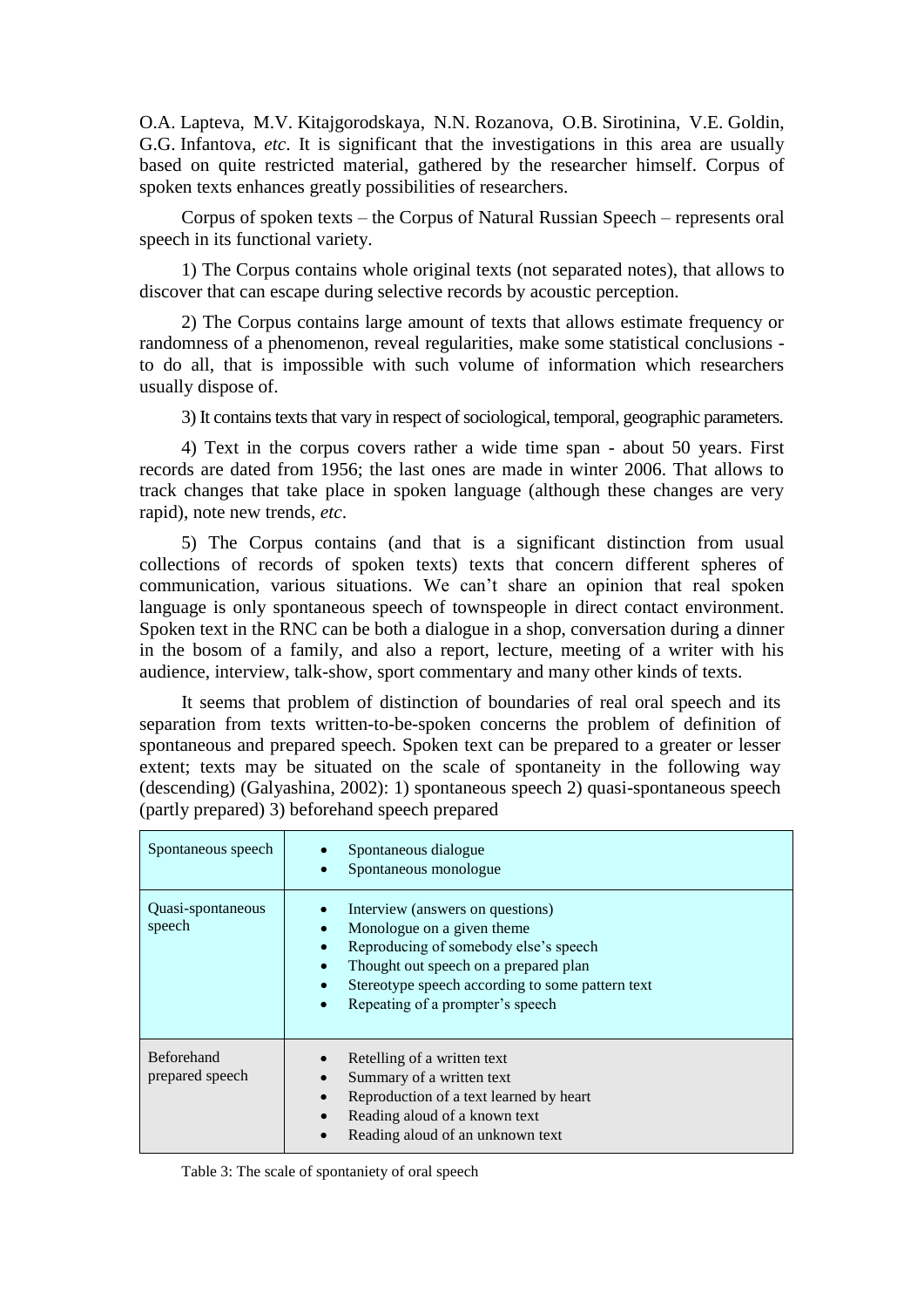O.A. Lapteva, M.V. Kitajgorodskaya, N.N. Rozanova, O.B. Sirotinina, V.E. Goldin, G.G. Infantova, *etc*. It is significant that the investigations in this area are usually based on quite restricted material, gathered by the researcher himself. Corpus of spoken texts enhances greatly possibilities of researchers.

Corpus of spoken texts – the Corpus of Natural Russian Speech – represents oral speech in its functional variety.

1) The Corpus contains whole original texts (not separated notes), that allows to discover that can escape during selective records by acoustic perception.

2) The Corpus contains large amount of texts that allows estimate frequency or randomness of a phenomenon, reveal regularities, make some statistical conclusions - to do all, that is impossible with such volume of information which researchers usually dispose of.

3) It contains texts that vary in respect of sociological, temporal, geographic parameters.

4) Text in the corpus covers rather a wide time span - about 50 years. First records are dated from 1956; the last ones are made in winter 2006. That allows to track changes that take place in spoken language (although these changes are very rapid), note new trends, *etc*.

5) The Corpus contains (and that is a significant distinction from usual collections of records of spoken texts) texts that concern different spheres of communication, various situations. We can't share an opinion that real spoken language is only spontaneous speech of townspeople in direct contact environment. Spoken text in the RNC can be both a dialogue in a shop, conversation during a dinner in the bosom of a family, and also a report, lecture, meeting of a writer with his audience, interview, talk-show, sport commentary and many other kinds of texts.

It seems that problem of distinction of boundaries of real oral speech and its separation from texts written-to-be-spoken concerns the problem of definition of spontaneous and prepared speech. Spoken text can be prepared to a greater or lesser extent; texts may be situated on the scale of spontaneity in the following way (descending) (Galyashina, 2002): 1) spontaneous speech 2) quasi-spontaneous speech (partly prepared) 3) beforehand speech prepared

| | |
|---|---|
| Spontaneous speech | • Spontaneous dialogue<br>• Spontaneous monologue |
| Quasi-spontaneous speech | • Interview (answers on questions)<br>• Monologue on a given theme<br>• Reproducing of somebody else's speech<br>• Thought out speech on a prepared plan<br>• Stereotype speech according to some pattern text<br>• Repeating of a prompter's speech |
| Beforehand prepared speech | • Retelling of a written text<br>• Summary of a written text<br>• Reproduction of a text learned by heart<br>• Reading aloud of a known text<br>• Reading aloud of an unknown text |

Table 3: The scale of spontaniety of oral speech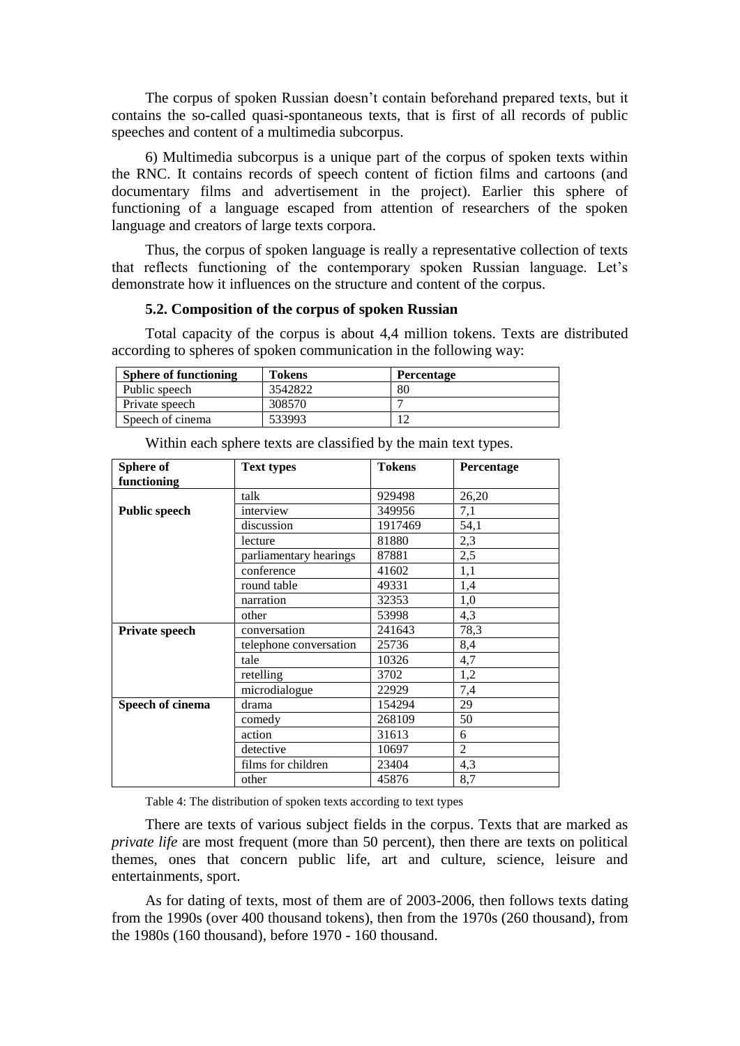The corpus of spoken Russian doesn't contain beforehand prepared texts, but it contains the so-called quasi-spontaneous texts, that is first of all records of public speeches and content of a multimedia subcorpus.

6) Multimedia subcorpus is a unique part of the corpus of spoken texts within the RNC. It contains records of speech content of fiction films and cartoons (and documentary films and advertisement in the project). Earlier this sphere of functioning of a language escaped from attention of researchers of the spoken language and creators of large texts corpora.

Thus, the corpus of spoken language is really a representative collection of texts that reflects functioning of the contemporary spoken Russian language. Let's demonstrate how it influences on the structure and content of the corpus.

### 5.2. Composition of the corpus of spoken Russian

Total capacity of the corpus is about 4,4 million tokens. Texts are distributed according to spheres of spoken communication in the following way:

| Sphere of functioning | Tokens | Percentage |
|---|---|---|
| Public speech | 3542822 | 80 |
| Private speech | 308570 | 7 |
| Speech of cinema | 533993 | 12 |

Within each sphere texts are classified by the main text types.

| Sphere of functioning | Text types | Tokens | Percentage |
|---|---|---|---|
| **Public speech** | talk | 929498 | 26,20 |
| | interview | 349956 | 7,1 |
| | discussion | 1917469 | 54,1 |
| | lecture | 81880 | 2,3 |
| | parliamentary hearings | 87881 | 2,5 |
| | conference | 41602 | 1,1 |
| | round table | 49331 | 1,4 |
| | narration | 32353 | 1,0 |
| | other | 53998 | 4,3 |
| **Private speech** | conversation | 241643 | 78,3 |
| | telephone conversation | 25736 | 8,4 |
| | tale | 10326 | 4,7 |
| | retelling | 3702 | 1,2 |
| | microdialogue | 22929 | 7,4 |
| **Speech of cinema** | drama | 154294 | 29 |
| | comedy | 268109 | 50 |
| | action | 31613 | 6 |
| | detective | 10697 | 2 |
| | films for children | 23404 | 4,3 |
| | other | 45876 | 8,7 |

Table 4: The distribution of spoken texts according to text types

There are texts of various subject fields in the corpus. Texts that are marked as *private life* are most frequent (more than 50 percent), then there are texts on political themes, ones that concern public life, art and culture, science, leisure and entertainments, sport.

As for dating of texts, most of them are of 2003-2006, then follows texts dating from the 1990s (over 400 thousand tokens), then from the 1970s (260 thousand), from the 1980s (160 thousand), before 1970 - 160 thousand.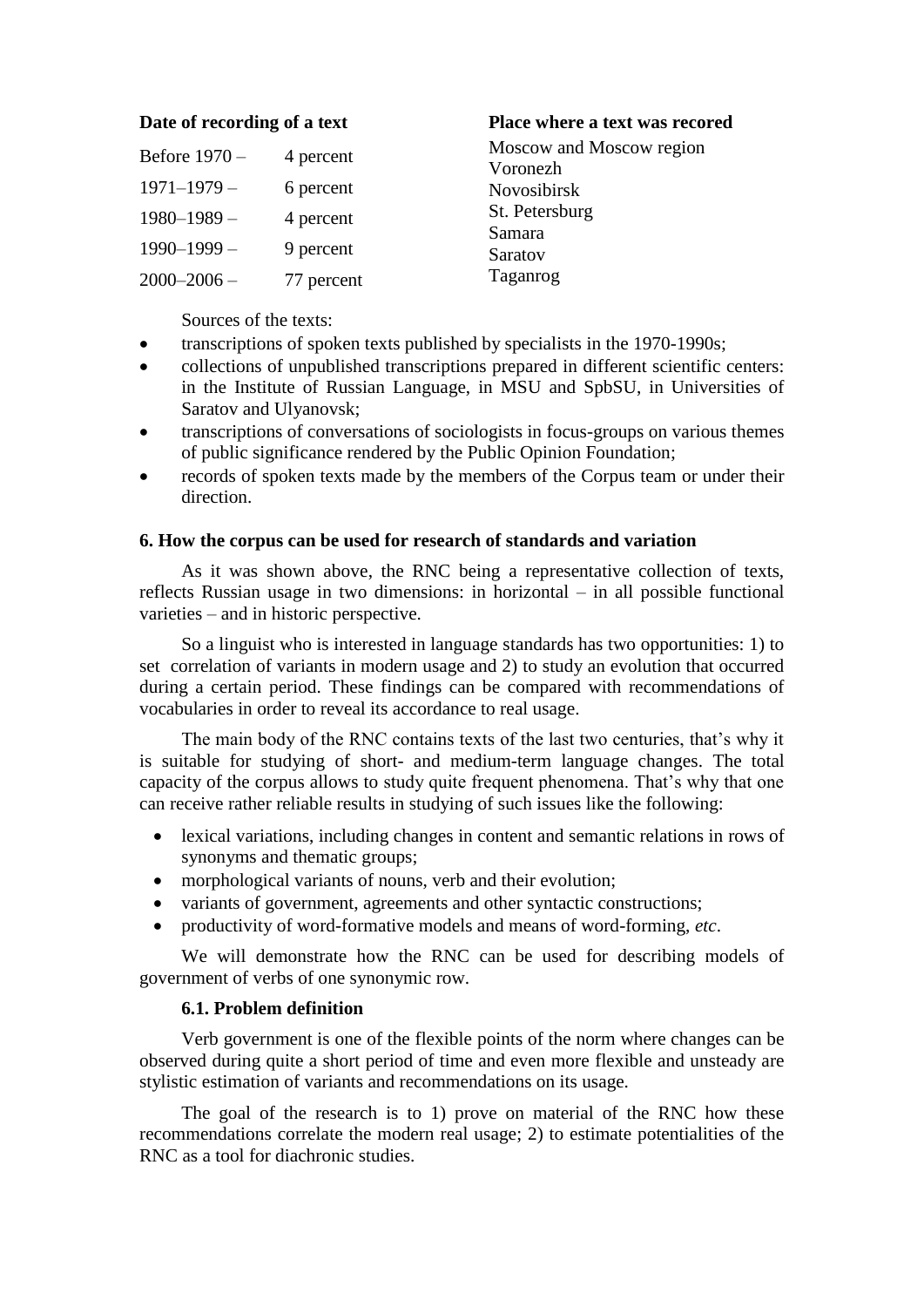**Date of recording of a text**

| | |
|---|---|
| Before 1970 – | 4 percent |
| 1971–1979 – | 6 percent |
| 1980–1989 – | 4 percent |
| 1990–1999 – | 9 percent |
| 2000–2006 – | 77 percent |

**Place where a text was recored**

Moscow and Moscow region
Voronezh
Novosibirsk
St. Petersburg
Samara
Saratov
Taganrog

Sources of the texts:

- transcriptions of spoken texts published by specialists in the 1970-1990s;
- collections of unpublished transcriptions prepared in different scientific centers: in the Institute of Russian Language, in MSU and SpbSU, in Universities of Saratov and Ulyanovsk;
- transcriptions of conversations of sociologists in focus-groups on various themes of public significance rendered by the Public Opinion Foundation;
- records of spoken texts made by the members of the Corpus team or under their direction.

### 6. How the corpus can be used for research of standards and variation

As it was shown above, the RNC being a representative collection of texts, reflects Russian usage in two dimensions: in horizontal – in all possible functional varieties – and in historic perspective.

So a linguist who is interested in language standards has two opportunities: 1) to set correlation of variants in modern usage and 2) to study an evolution that occurred during a certain period. These findings can be compared with recommendations of vocabularies in order to reveal its accordance to real usage.

The main body of the RNC contains texts of the last two centuries, that's why it is suitable for studying of short- and medium-term language changes. The total capacity of the corpus allows to study quite frequent phenomena. That's why that one can receive rather reliable results in studying of such issues like the following:

- lexical variations, including changes in content and semantic relations in rows of synonyms and thematic groups;
- morphological variants of nouns, verb and their evolution;
- variants of government, agreements and other syntactic constructions;
- productivity of word-formative models and means of word-forming, *etc*.

We will demonstrate how the RNC can be used for describing models of government of verbs of one synonymic row.

#### 6.1. Problem definition

Verb government is one of the flexible points of the norm where changes can be observed during quite a short period of time and even more flexible and unsteady are stylistic estimation of variants and recommendations on its usage.

The goal of the research is to 1) prove on material of the RNC how these recommendations correlate the modern real usage; 2) to estimate potentialities of the RNC as a tool for diachronic studies.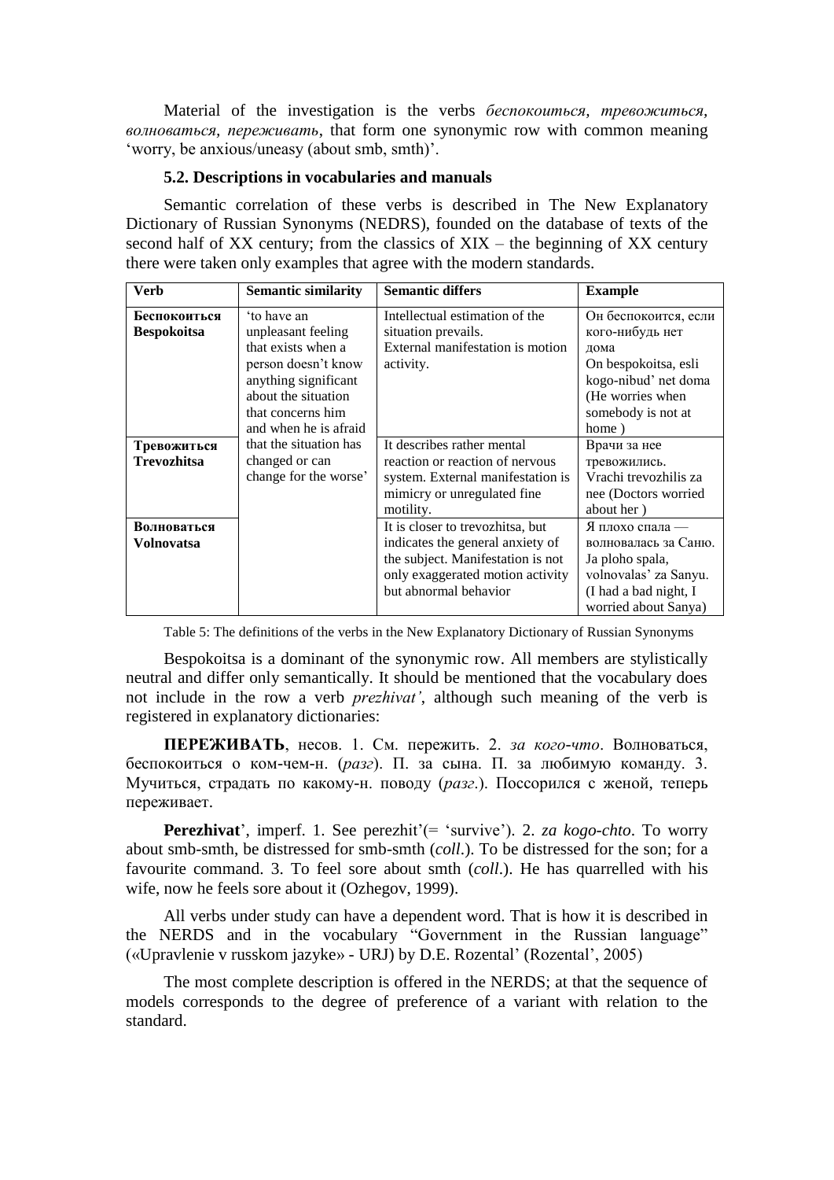Material of the investigation is the verbs *беспокоиться, тревожиться, волноваться, переживать*, that form one synonymic row with common meaning 'worry, be anxious/uneasy (about smb, smth)'.

### 5.2. Descriptions in vocabularies and manuals

Semantic correlation of these verbs is described in The New Explanatory Dictionary of Russian Synonyms (NEDRS), founded on the database of texts of the second half of XX century; from the classics of XIX – the beginning of XX century there were taken only examples that agree with the modern standards.

| Verb | Semantic similarity | Semantic differs | Example |
|---|---|---|---|
| **Беспокоиться** **Bespokoitsa** | 'to have an unpleasant feeling that exists when a person doesn't know anything significant about the situation that concerns him and when he is afraid that the situation has changed or can change for the worse' | Intellectual estimation of the situation prevails. External manifestation is motion activity. | Он беспокоится, если кого-нибудь нет дома On bespokoitsa, esli kogo-nibud' net doma (He worries when somebody is not at home ) |
| **Тревожиться** **Trevozhitsa** | | It describes rather mental reaction or reaction of nervous system. External manifestation is mimicry or unregulated fine motility. | Врачи за нее тревожились. Vrachi trevozhilis za nee (Doctors worried about her ) |
| **Волноваться** **Volnovatsa** | | It is closer to trevozhitsa, but indicates the general anxiety of the subject. Manifestation is not only exaggerated motion activity but abnormal behavior | Я плохо спала — волновалась за Саню. Ja ploho spala, volnovalas' za Sanyu. (I had a bad night, I worried about Sanya) |

Table 5: The definitions of the verbs in the New Explanatory Dictionary of Russian Synonyms

Bespokoitsa is a dominant of the synonymic row. All members are stylistically neutral and differ only semantically. It should be mentioned that the vocabulary does not include in the row a verb *prezhivat'*, although such meaning of the verb is registered in explanatory dictionaries:

**ПЕРЕЖИВАТЬ**, несов. 1. См. пережить. 2. *за кого-что*. Волноваться, беспокоиться о ком-чем-н. (*разг*). П. за сына. П. за любимую команду. 3. Мучиться, страдать по какому-н. поводу (*разг.*). Поссорился с женой, теперь переживает.

**Perezhivat**', imperf. 1. See perezhit'(= 'survive'). 2. *za kogo-chto*. To worry about smb-smth, be distressed for smb-smth (*coll*.). To be distressed for the son; for a favourite command. 3. To feel sore about smth (*coll*.). He has quarrelled with his wife, now he feels sore about it (Ozhegov, 1999).

All verbs under study can have a dependent word. That is how it is described in the NERDS and in the vocabulary "Government in the Russian language" («Upravlenie v russkom jazyke» - URJ) by D.E. Rozental' (Rozental', 2005)

The most complete description is offered in the NERDS; at that the sequence of models corresponds to the degree of preference of a variant with relation to the standard.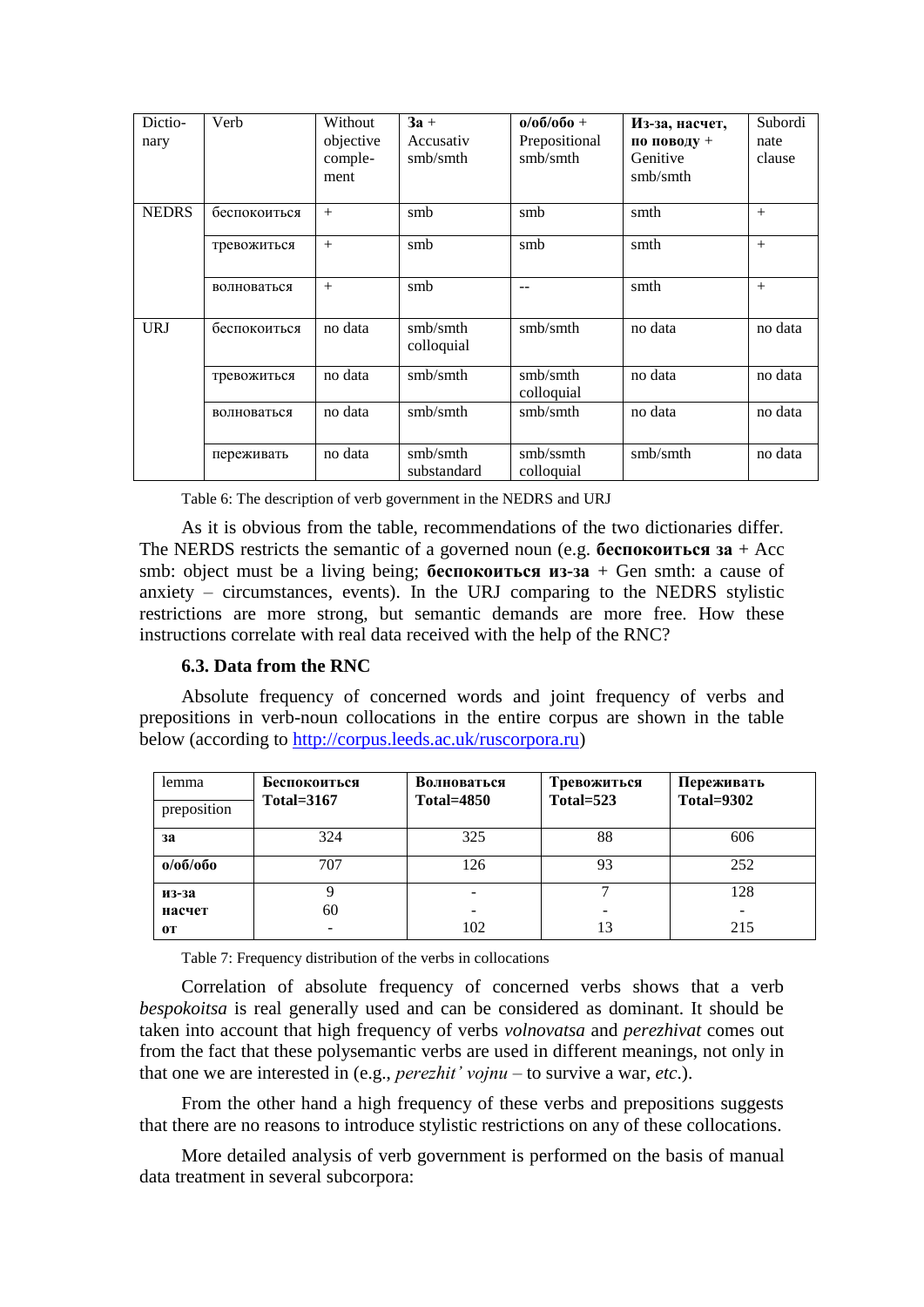| Dictio-nary | Verb | Without objective comple-ment | **За** + Accusativ smb/smth | **о/об/обо** + Prepositional smb/smth | **Из-за, насчет, по поводу** + Genitive smb/smth | Subordinate clause |
|---|---|---|---|---|---|---|
| NEDRS | беспокоиться | + | smb | smb | smth | + |
| | тревожиться | + | smb | smb | smth | + |
| | волноваться | + | smb | -- | smth | + |
| URJ | беспокоиться | no data | smb/smth colloquial | smb/smth | no data | no data |
| | тревожиться | no data | smb/smth | smb/smth colloquial | no data | no data |
| | волноваться | no data | smb/smth | smb/smth | no data | no data |
| | переживать | no data | smb/smth substandard | smb/ssmth colloquial | smb/smth | no data |

Table 6: The description of verb government in the NEDRS and URJ

As it is obvious from the table, recommendations of the two dictionaries differ. The NERDS restricts the semantic of a governed noun (e.g. **беспокоиться за** + Acc smb: object must be a living being; **беспокоиться из-за** + Gen smth: a cause of anxiety – circumstances, events). In the URJ comparing to the NEDRS stylistic restrictions are more strong, but semantic demands are more free. How these instructions correlate with real data received with the help of the RNC?

### 6.3. Data from the RNC

Absolute frequency of concerned words and joint frequency of verbs and prepositions in verb-noun collocations in the entire corpus are shown in the table below (according to http://corpus.leeds.ac.uk/ruscorpora.ru)

| lemma / preposition | **Беспокоиться Total=3167** | **Волноваться Total=4850** | **Тревожиться Total=523** | **Переживать Total=9302** |
|---|---|---|---|---|
| **за** | 324 | 325 | 88 | 606 |
| **о/об/обо** | 707 | 126 | 93 | 252 |
| **из-за** | 9 | - | 7 | 128 |
| **насчет** | 60 | - | - | - |
| **от** | - | 102 | 13 | 215 |

Table 7: Frequency distribution of the verbs in collocations

Correlation of absolute frequency of concerned verbs shows that a verb *bespokoitsa* is real generally used and can be considered as dominant. It should be taken into account that high frequency of verbs *volnovatsa* and *perezhivat* comes out from the fact that these polysemantic verbs are used in different meanings, not only in that one we are interested in (e.g., *perezhit' vojnu* – to survive a war, *etc*.).

From the other hand a high frequency of these verbs and prepositions suggests that there are no reasons to introduce stylistic restrictions on any of these collocations.

More detailed analysis of verb government is performed on the basis of manual data treatment in several subcorpora: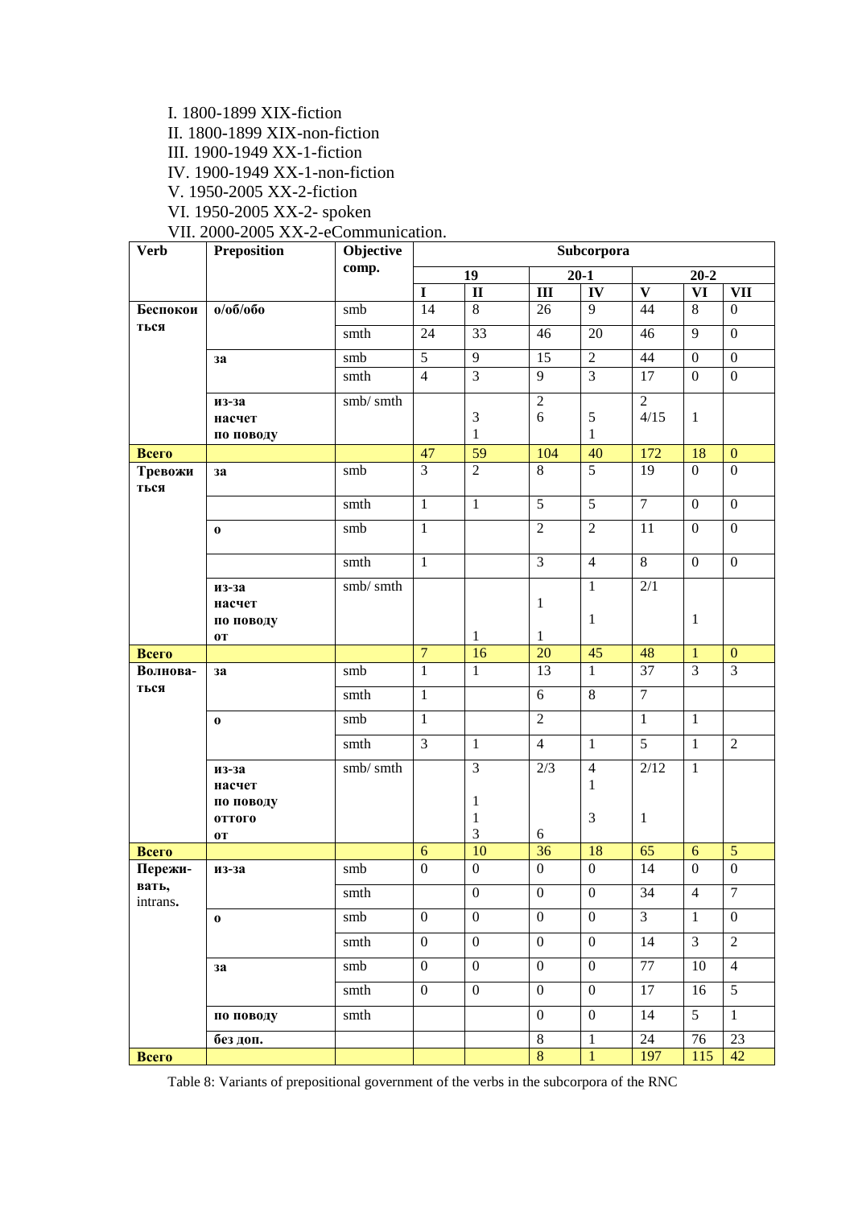I. 1800-1899 XIX-fiction
II. 1800-1899 XIX-non-fiction
III. 1900-1949 XX-1-fiction
IV. 1900-1949 XX-1-non-fiction
V. 1950-2005 XX-2-fiction
VI. 1950-2005 XX-2- spoken
VII. 2000-2005 XX-2-eCommunication.

| **Verb** | **Preposition** | **Objective comp.** | **Subcorpora** | | | | | | |
|---|---|---|---|---|---|---|---|---|---|
| | | | **19** | | **20-1** | | **20-2** | | |
| | | | **I** | **II** | **III** | **IV** | **V** | **VI** | **VII** |
| **Беспокоиться** | **о/об/обо** | smb | 14 | 8 | 26 | 9 | 44 | 8 | 0 |
| | | smth | 24 | 33 | 46 | 20 | 46 | 9 | 0 |
| | **за** | smb | 5 | 9 | 15 | 2 | 44 | 0 | 0 |
| | | smth | 4 | 3 | 9 | 3 | 17 | 0 | 0 |
| | **из-за** | smb/ smth | | | 2 | | 2 | | |
| | **насчет** | | | 3 | 6 | 5 | 4/15 | 1 | |
| | **по поводу** | | | 1 | | 1 | | | |
| **Всего** | | | 47 | 59 | 104 | 40 | 172 | 18 | 0 |
| **Тревожиться** | **за** | smb | 3 | 2 | 8 | 5 | 19 | 0 | 0 |
| | | smth | 1 | 1 | 5 | 5 | 7 | 0 | 0 |
| | **о** | smb | 1 | | 2 | 2 | 11 | 0 | 0 |
| | | smth | 1 | | 3 | 4 | 8 | 0 | 0 |
| | **из-за** | smb/ smth | | | | 1 | 2/1 | | |
| | **насчет** | | | | 1 | | | | |
| | **по поводу** | | | | | 1 | | 1 | |
| | **от** | | | 1 | 1 | | | | |
| **Всего** | | | 7 | 16 | 20 | 45 | 48 | 1 | 0 |
| **Волноваться** | **за** | smb | 1 | 1 | 13 | 1 | 37 | 3 | 3 |
| | | smth | 1 | | 6 | 8 | 7 | | |
| | **о** | smb | 1 | | 2 | | 1 | 1 | |
| | | smth | 3 | 1 | 4 | 1 | 5 | 1 | 2 |
| | **из-за** | smb/ smth | | 3 | 2/3 | 4 | 2/12 | 1 | |
| | **насчет** | | | | | 1 | | | |
| | **по поводу** | | | 1 | | | | | |
| | **оттого** | | | 1 | | 3 | 1 | | |
| | **от** | | | 3 | 6 | | | | |
| **Всего** | | | 6 | 10 | 36 | 18 | 65 | 6 | 5 |
| **Переживать,** intrans. | **из-за** | smb | 0 | 0 | 0 | 0 | 14 | 0 | 0 |
| | | smth | | 0 | 0 | 0 | 34 | 4 | 7 |
| | **о** | smb | 0 | 0 | 0 | 0 | 3 | 1 | 0 |
| | | smth | 0 | 0 | 0 | 0 | 14 | 3 | 2 |
| | **за** | smb | 0 | 0 | 0 | 0 | 77 | 10 | 4 |
| | | smth | 0 | 0 | 0 | 0 | 17 | 16 | 5 |
| | **по поводу** | smth | | | 0 | 0 | 14 | 5 | 1 |
| | **без доп.** | | | | 8 | 1 | 24 | 76 | 23 |
| **Всего** | | | | | 8 | 1 | 197 | 115 | 42 |

Table 8: Variants of prepositional government of the verbs in the subcorpora of the RNC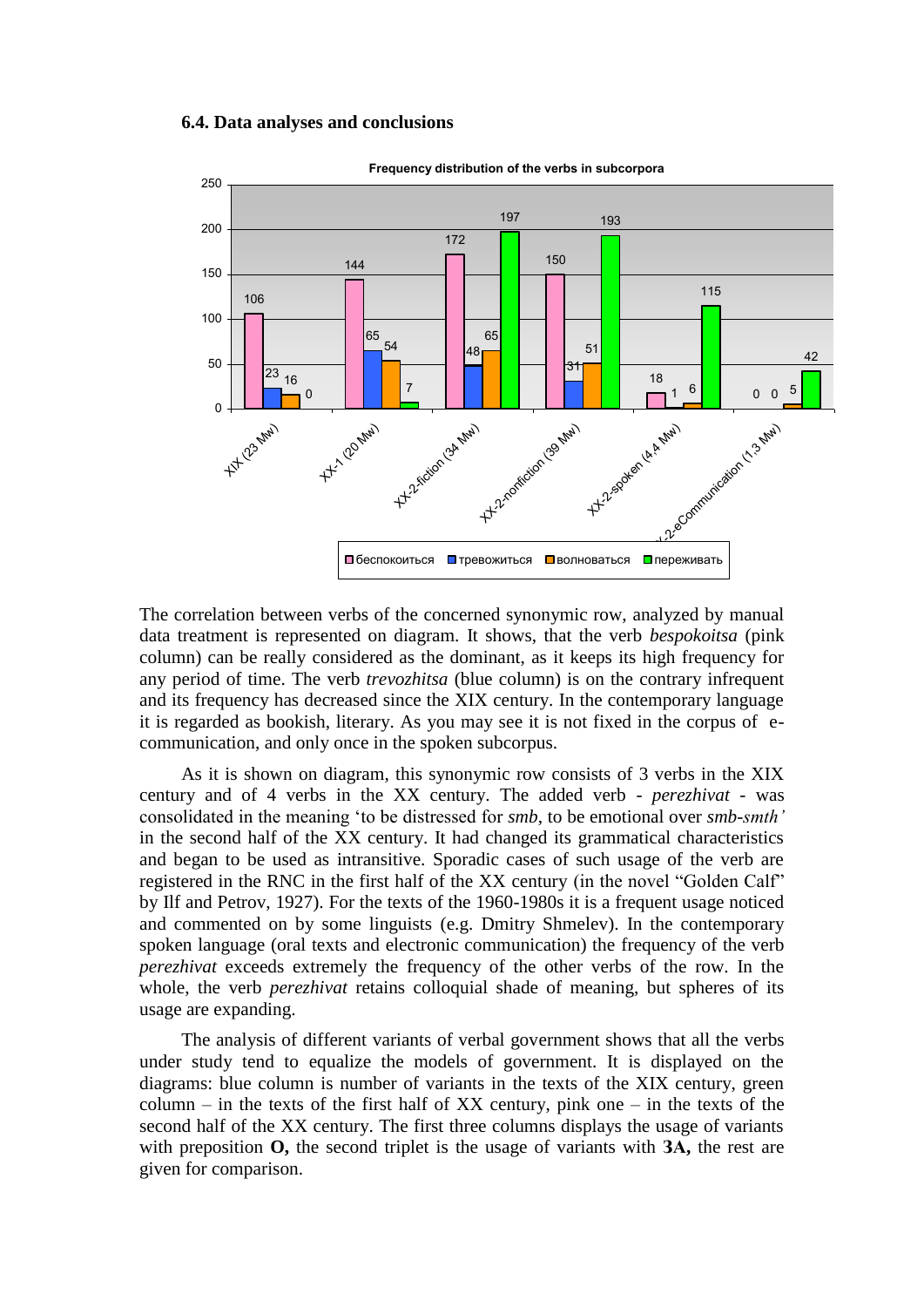### 6.4. Data analyses and conclusions

Frequency distribution of the verbs in subcorpora

250
200
150
100
50
0

106 23 16 0
144 65 54 7
172 48 65 197
150 31 51 193
18 1 6 115
0 0 5 42

XIX (23 Mw)
XX-1 (20 Mw)
XX-2-fiction (34 Mw)
XX-2-nonfiction (39 Mw)
XX-2-spoken (4,4 Mw)
XX-2-eCommunication (1,3 Mw)

беспокоиться
тревожиться
волноваться
переживать

The correlation between verbs of the concerned synonymic row, analyzed by manual data treatment is represented on diagram. It shows, that the verb *bespokoitsa* (pink column) can be really considered as the dominant, as it keeps its high frequency for any period of time. The verb *trevozhitsa* (blue column) is on the contrary infrequent and its frequency has decreased since the XIX century. In the contemporary language it is regarded as bookish, literary. As you may see it is not fixed in the corpus of e-communication, and only once in the spoken subcorpus.

As it is shown on diagram, this synonymic row consists of 3 verbs in the XIX century and of 4 verbs in the XX century. The added verb - *perezhivat* - was consolidated in the meaning 'to be distressed for *smb*, to be emotional over *smb-smth'* in the second half of the XX century. It had changed its grammatical characteristics and began to be used as intransitive. Sporadic cases of such usage of the verb are registered in the RNC in the first half of the XX century (in the novel "Golden Calf" by Ilf and Petrov, 1927). For the texts of the 1960-1980s it is a frequent usage noticed and commented on by some linguists (e.g. Dmitry Shmelev). In the contemporary spoken language (oral texts and electronic communication) the frequency of the verb *perezhivat* exceeds extremely the frequency of the other verbs of the row. In the whole, the verb *perezhivat* retains colloquial shade of meaning, but spheres of its usage are expanding.

The analysis of different variants of verbal government shows that all the verbs under study tend to equalize the models of government. It is displayed on the diagrams: blue column is number of variants in the texts of the XIX century, green column – in the texts of the first half of XX century, pink one – in the texts of the second half of the XX century. The first three columns displays the usage of variants with preposition **O,** the second triplet is the usage of variants with **ЗА,** the rest are given for comparison.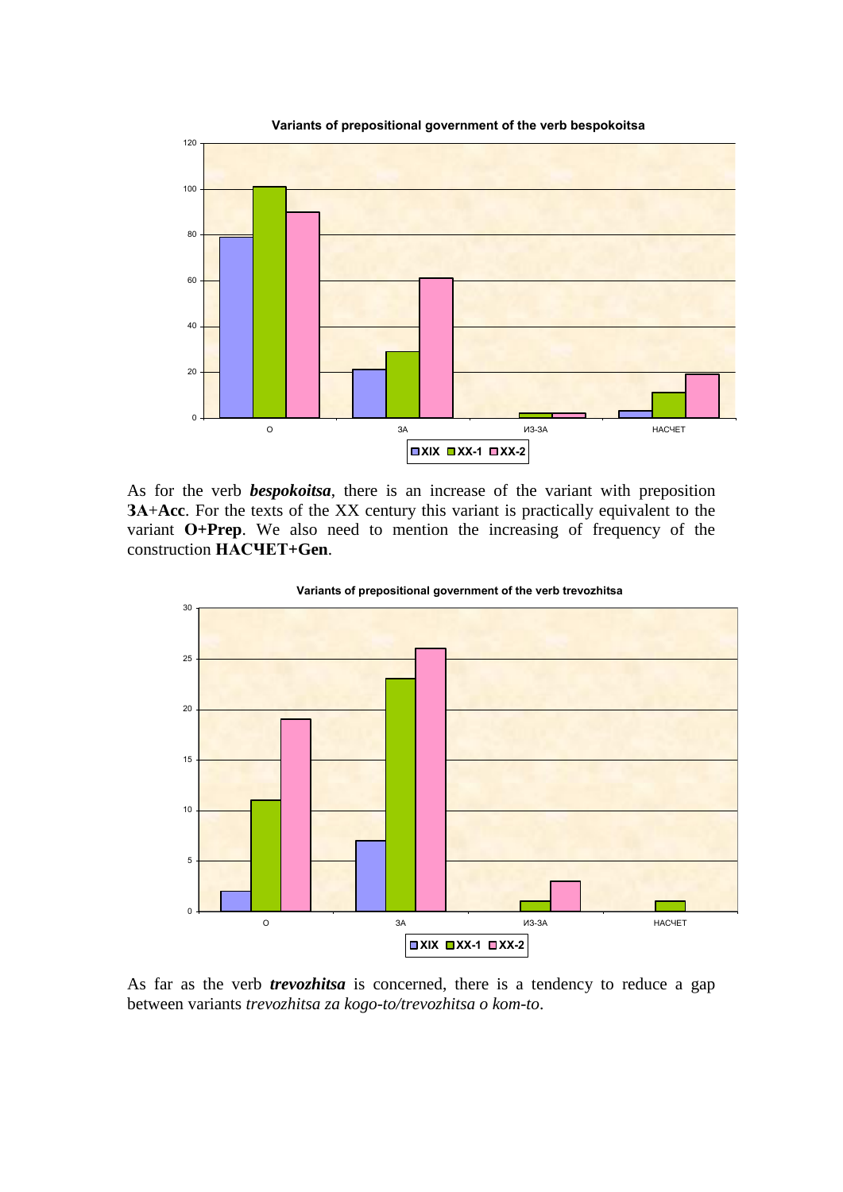**Variants of prepositional government of the verb bespokoitsa**

120
100
80
60
40
20
0

О
ЗА
ИЗ-ЗА
НАСЧЕТ

XIX XX-1 XX-2

As for the verb ***bespokoitsa***, there is an increase of the variant with preposition **ЗА+Acc**. For the texts of the XX century this variant is practically equivalent to the variant **О+Prep**. We also need to mention the increasing of frequency of the construction **НАСЧЕТ+Gen**.

**Variants of prepositional government of the verb trevozhitsa**

30
25
20
15
10
5
0

О
ЗА
ИЗ-ЗА
НАСЧЕТ

XIX XX-1 XX-2

As far as the verb ***trevozhitsa*** is concerned, there is a tendency to reduce a gap between variants *trevozhitsa za kogo-to/trevozhitsa o kom-to*.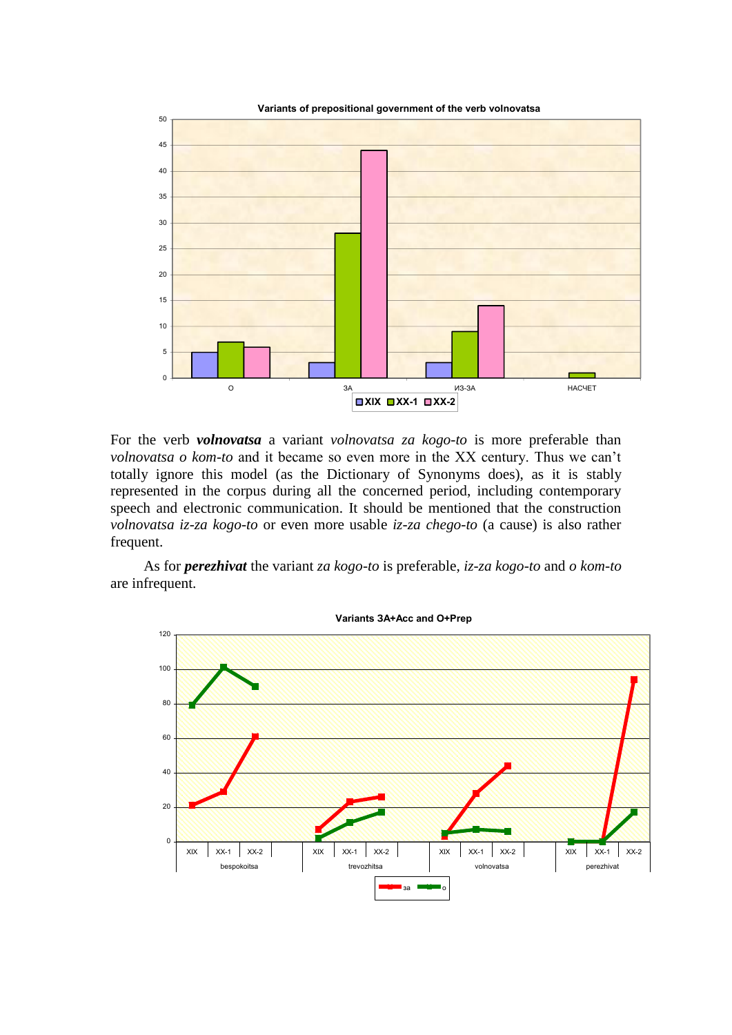Variants of prepositional government of the verb volnovatsa

50
45
40
35
30
25
20
15
10
5
0

О
ЗА
ИЗ-ЗА
НАСЧЕТ

XIX XX-1 XX-2

For the verb ***volnovatsa*** a variant *volnovatsa za kogo-to* is more preferable than *volnovatsa o kom-to* and it became so even more in the XX century. Thus we can't totally ignore this model (as the Dictionary of Synonyms does), as it is stably represented in the corpus during all the concerned period, including contemporary speech and electronic communication. It should be mentioned that the construction *volnovatsa iz-za kogo-to* or even more usable *iz-za chego-to* (a cause) is also rather frequent.

As for ***perezhivat*** the variant *za kogo-to* is preferable, *iz-za kogo-to* and *o kom-to* are infrequent.

Variants ЗА+Acc and O+Prep

120
100
80
60
40
20
0

XIX XX-1 XX-2
bespokoitsa

XIX XX-1 XX-2
trevozhitsa

XIX XX-1 XX-2
volnovatsa

XIX XX-1 XX-2
perezhivat

за о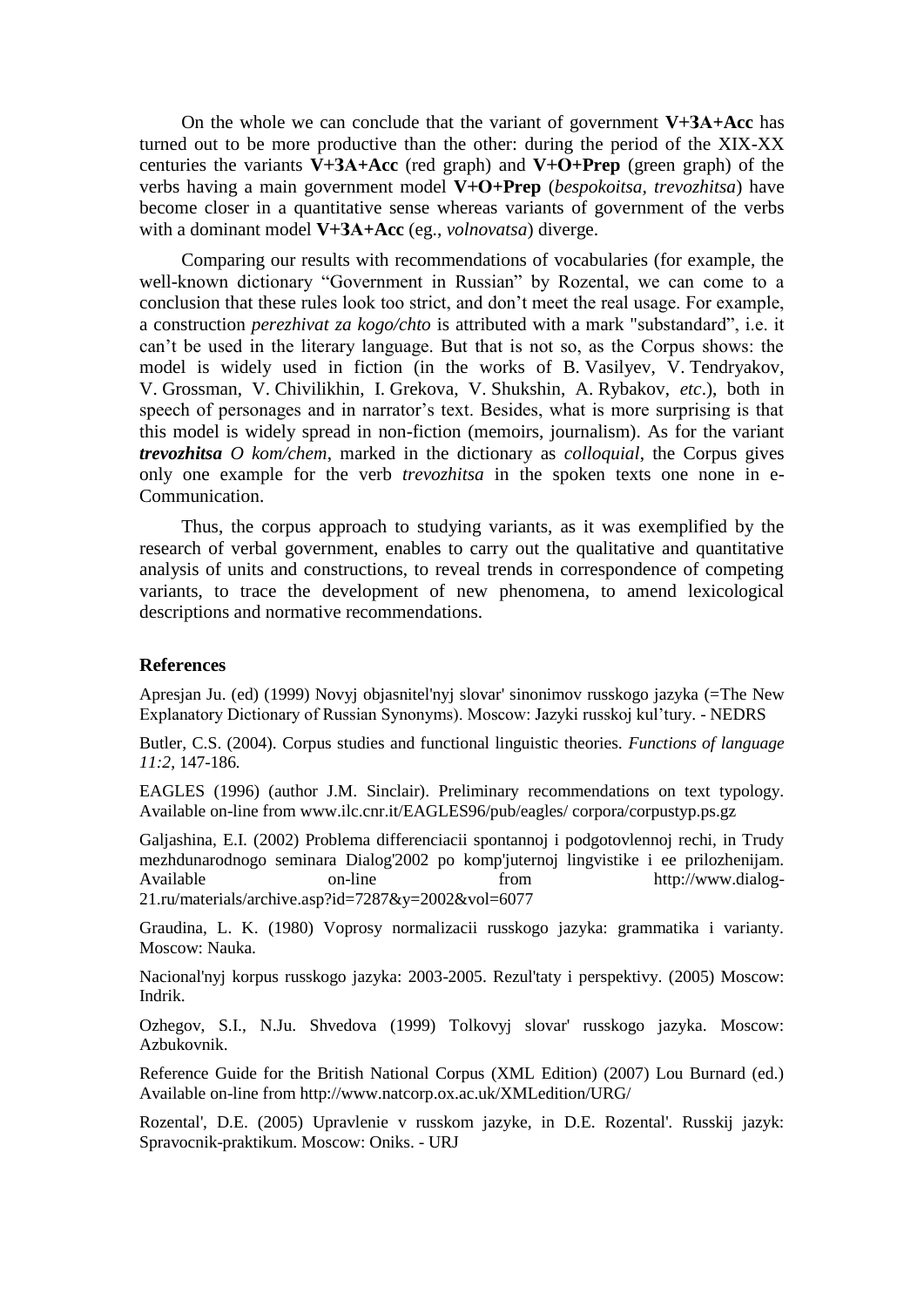On the whole we can conclude that the variant of government **V+ЗА+Acc** has turned out to be more productive than the other: during the period of the XIX-XX centuries the variants **V+ЗА+Acc** (red graph) and **V+O+Prep** (green graph) of the verbs having a main government model **V+O+Prep** (*bespokoitsa*, *trevozhitsa*) have become closer in a quantitative sense whereas variants of government of the verbs with a dominant model **V+ЗА+Acc** (eg., *volnovatsa*) diverge.

Comparing our results with recommendations of vocabularies (for example, the well-known dictionary "Government in Russian" by Rozental, we can come to a conclusion that these rules look too strict, and don't meet the real usage. For example, a construction *perezhivat za kogo/chto* is attributed with a mark "substandard", i.e. it can't be used in the literary language. But that is not so, as the Corpus shows: the model is widely used in fiction (in the works of B. Vasilyev, V. Tendryakov, V. Grossman, V. Chivilikhin, I. Grekova, V. Shukshin, A. Rybakov, *etc*.), both in speech of personages and in narrator's text. Besides, what is more surprising is that this model is widely spread in non-fiction (memoirs, journalism). As for the variant ***trevozhitsa*** *O kom/chem*, marked in the dictionary as *colloquial*, the Corpus gives only one example for the verb *trevozhitsa* in the spoken texts one none in e-Communication.

Thus, the corpus approach to studying variants, as it was exemplified by the research of verbal government, enables to carry out the qualitative and quantitative analysis of units and constructions, to reveal trends in correspondence of competing variants, to trace the development of new phenomena, to amend lexicological descriptions and normative recommendations.

### References

Apresjan Ju. (ed) (1999) Novyj objasnitel'nyj slovar' sinonimov russkogo jazyka (=The New Explanatory Dictionary of Russian Synonyms). Moscow: Jazyki russkoj kul'tury. - NEDRS

Butler, C.S. (2004). Corpus studies and functional linguistic theories. *Functions of language 11:2*, 147-186.

EAGLES (1996) (author J.M. Sinclair). Preliminary recommendations on text typology. Available on-line from www.ilc.cnr.it/EAGLES96/pub/eagles/ corpora/corpustyp.ps.gz

Galjashina, E.I. (2002) Problema differenciacii spontannoj i podgotovlennoj rechi, in Trudy mezhdunarodnogo seminara Dialog'2002 po komp'juternoj lingvistike i ee prilozhenijam. Available on-line from http://www.dialog-21.ru/materials/archive.asp?id=7287&y=2002&vol=6077

Graudina, L. K. (1980) Voprosy normalizacii russkogo jazyka: grammatika i varianty. Moscow: Nauka.

Nacional'nyj korpus russkogo jazyka: 2003-2005. Rezul'taty i perspektivy. (2005) Moscow: Indrik.

Ozhegov, S.I., N.Ju. Shvedova (1999) Tolkovyj slovar' russkogo jazyka. Moscow: Azbukovnik.

Reference Guide for the British National Corpus (XML Edition) (2007) Lou Burnard (ed.) Available on-line from http://www.natcorp.ox.ac.uk/XMLedition/URG/

Rozental', D.E. (2005) Upravlenie v russkom jazyke, in D.E. Rozental'. Russkij jazyk: Spravocnik-praktikum. Moscow: Oniks. - URJ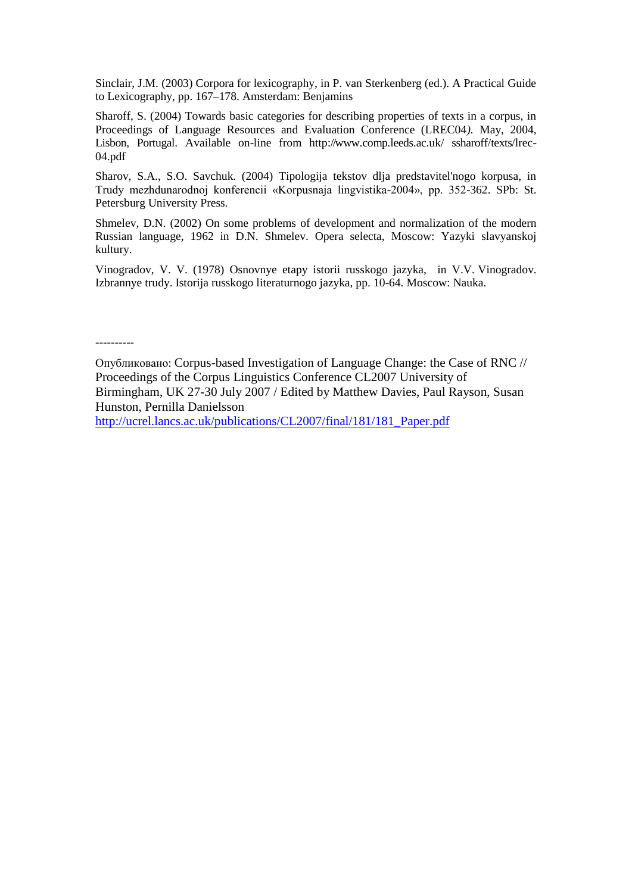Sinclair, J.M. (2003) Corpora for lexicography, in P. van Sterkenberg (ed.). A Practical Guide to Lexicography, pp. 167–178. Amsterdam: Benjamins

Sharoff, S. (2004) Towards basic categories for describing properties of texts in a corpus, in Proceedings of Language Resources and Evaluation Conference (LREC04). May, 2004, Lisbon, Portugal. Available on-line from http://www.comp.leeds.ac.uk/ ssharoff/texts/lrec-04.pdf

Sharov, S.A., S.O. Savchuk. (2004) Tipologija tekstov dlja predstavitel'nogo korpusa, in Trudy mezhdunarodnoj konferencii «Korpusnaja lingvistika-2004», pp. 352-362. SPb: St. Petersburg University Press.

Shmelev, D.N. (2002) On some problems of development and normalization of the modern Russian language, 1962 in D.N. Shmelev. Opera selecta, Moscow: Yazyki slavyanskoj kultury.

Vinogradov, V. V. (1978) Osnovnye etapy istorii russkogo jazyka, in V.V. Vinogradov. Izbrannye trudy. Istorija russkogo literaturnogo jazyka, pp. 10-64. Moscow: Nauka.

----------

Опубликовано: Corpus-based Investigation of Language Change: the Case of RNC // Proceedings of the Corpus Linguistics Conference CL2007 University of Birmingham, UK 27-30 July 2007 / Edited by Matthew Davies, Paul Rayson, Susan Hunston, Pernilla Danielsson

http://ucrel.lancs.ac.uk/publications/CL2007/final/181/181_Paper.pdf